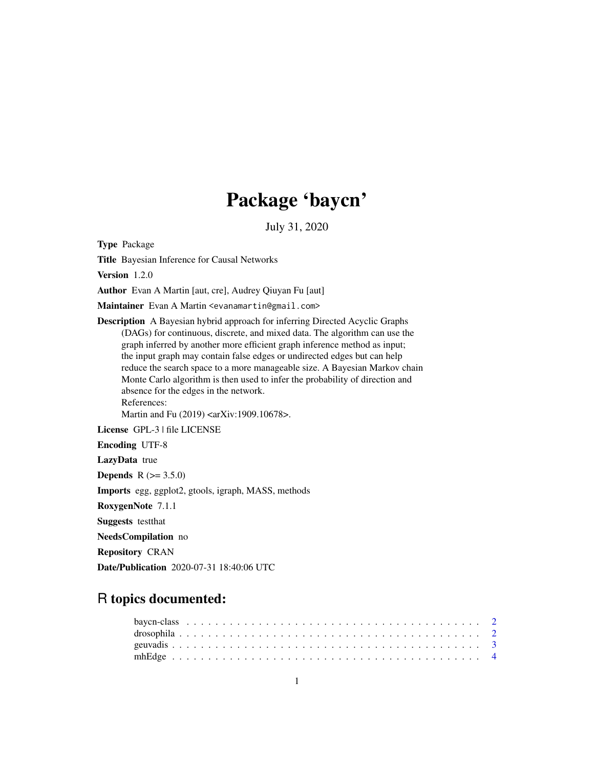# Package 'baycn'

July 31, 2020

**Type** Package

**Title** Bayesian Inference for Causal Networks

**Version** 1.2.0

**Author** Evan A Martin [aut, cre], Audrey Qiuyan Fu [aut]

**Maintainer** Evan A Martin <evanamartin@gmail.com>

**Description** A Bayesian hybrid approach for inferring Directed Acyclic Graphs (DAGs) for continuous, discrete, and mixed data. The algorithm can use the graph inferred by another more efficient graph inference method as input; the input graph may contain false edges or undirected edges but can help reduce the search space to a more manageable size. A Bayesian Markov chain Monte Carlo algorithm is then used to infer the probability of direction and absence for the edges in the network.
References:
Martin and Fu (2019) <arXiv:1909.10678>.

**License** GPL-3 | file LICENSE

**Encoding** UTF-8

**LazyData** true

**Depends** R (>= 3.5.0)

**Imports** egg, ggplot2, gtools, igraph, MASS, methods

**RoxygenNote** 7.1.1

**Suggests** testthat

**NeedsCompilation** no

**Repository** CRAN

**Date/Publication** 2020-07-31 18:40:06 UTC

## R topics documented:

- baycn-class . . . . . . . . . . . . . . . . . . . . . . . . . . . . . . . . . . . . . . . . 2
- drosophila . . . . . . . . . . . . . . . . . . . . . . . . . . . . . . . . . . . . . . . . 2
- geuvadis . . . . . . . . . . . . . . . . . . . . . . . . . . . . . . . . . . . . . . . . 3
- mhEdge . . . . . . . . . . . . . . . . . . . . . . . . . . . . . . . . . . . . . . . . 4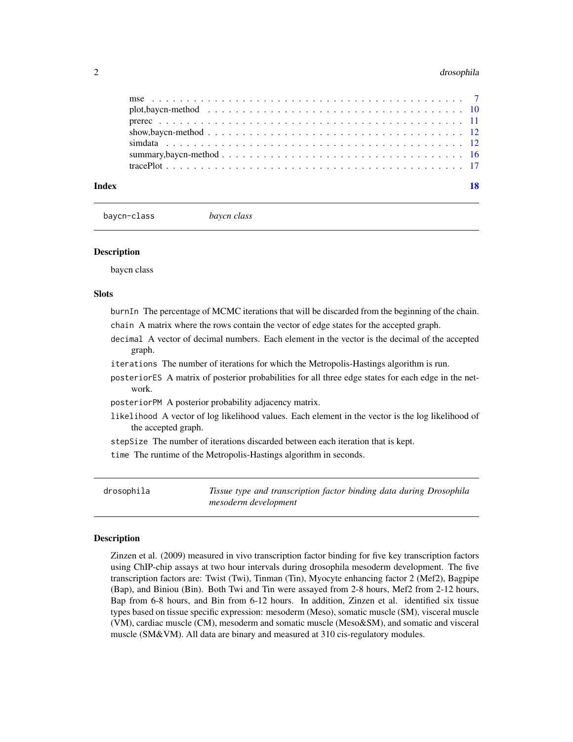| | |
|---|---|
| mse | 7 |
| plot,baycn-method | 10 |
| prerec | 11 |
| show,baycn-method | 12 |
| simdata | 12 |
| summary,baycn-method | 16 |
| tracePlot | 17 |

**Index** 18

---

## baycn-class — *baycn class*

### Description

baycn class

### Slots

- `burnIn` The percentage of MCMC iterations that will be discarded from the beginning of the chain.
- `chain` A matrix where the rows contain the vector of edge states for the accepted graph.
- `decimal` A vector of decimal numbers. Each element in the vector is the decimal of the accepted graph.
- `iterations` The number of iterations for which the Metropolis-Hastings algorithm is run.
- `posteriorES` A matrix of posterior probabilities for all three edge states for each edge in the network.
- `posteriorPM` A posterior probability adjacency matrix.
- `likelihood` A vector of log likelihood values. Each element in the vector is the log likelihood of the accepted graph.
- `stepSize` The number of iterations discarded between each iteration that is kept.
- `time` The runtime of the Metropolis-Hastings algorithm in seconds.

---

## drosophila — *Tissue type and transcription factor binding data during Drosophila mesoderm development*

### Description

Zinzen et al. (2009) measured in vivo transcription factor binding for five key transcription factors using ChIP-chip assays at two hour intervals during drosophila mesoderm development. The five transcription factors are: Twist (Twi), Tinman (Tin), Myocyte enhancing factor 2 (Mef2), Bagpipe (Bap), and Biniou (Bin). Both Twi and Tin were assayed from 2-8 hours, Mef2 from 2-12 hours, Bap from 6-8 hours, and Bin from 6-12 hours. In addition, Zinzen et al. identified six tissue types based on tissue specific expression: mesoderm (Meso), somatic muscle (SM), visceral muscle (VM), cardiac muscle (CM), mesoderm and somatic muscle (Meso&SM), and somatic and visceral muscle (SM&VM). All data are binary and measured at 310 cis-regulatory modules.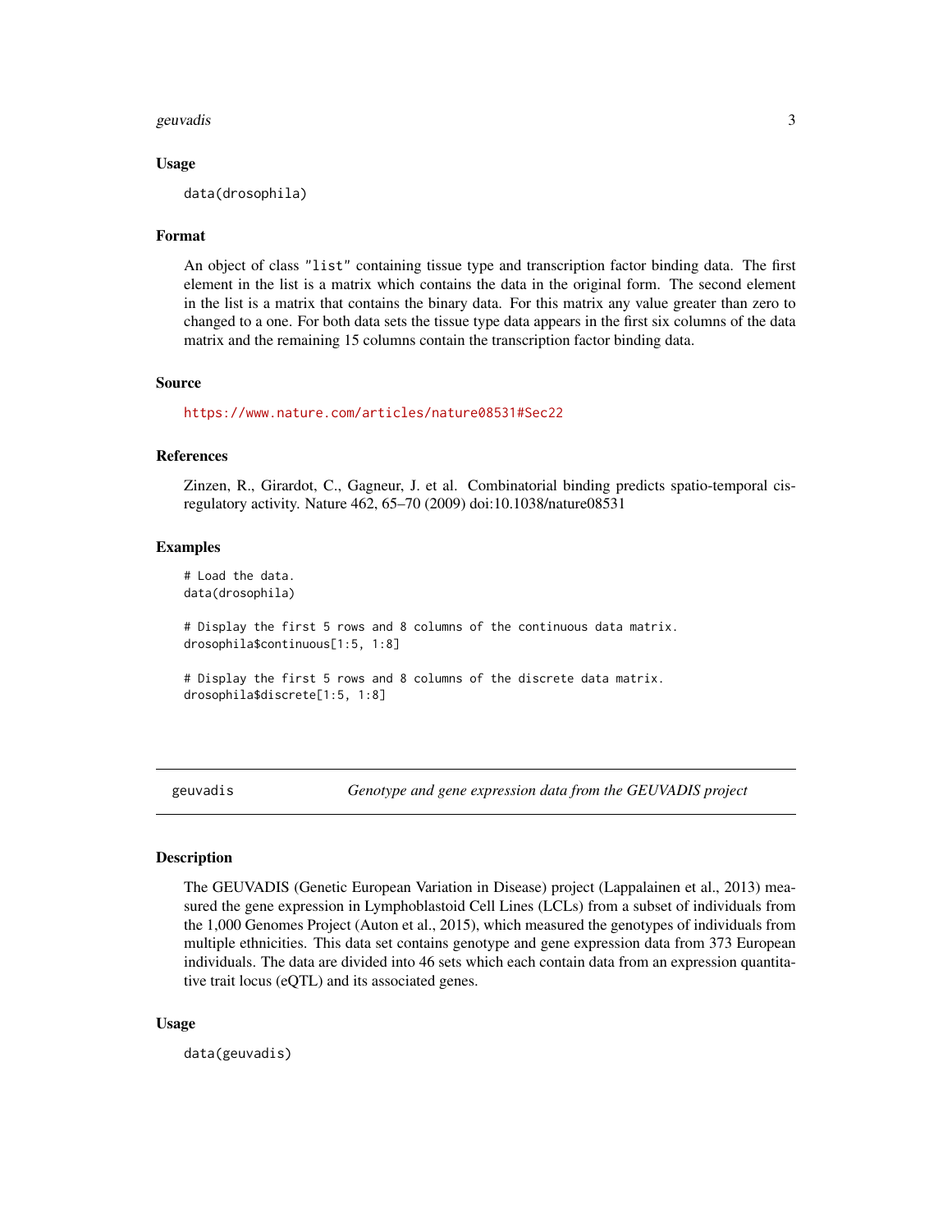### Usage

```
data(drosophila)
```

### Format

An object of class "list" containing tissue type and transcription factor binding data. The first element in the list is a matrix which contains the data in the original form. The second element in the list is a matrix that contains the binary data. For this matrix any value greater than zero to changed to a one. For both data sets the tissue type data appears in the first six columns of the data matrix and the remaining 15 columns contain the transcription factor binding data.

### Source

https://www.nature.com/articles/nature08531#Sec22

### References

Zinzen, R., Girardot, C., Gagneur, J. et al. Combinatorial binding predicts spatio-temporal cis-regulatory activity. Nature 462, 65–70 (2009) doi:10.1038/nature08531

### Examples

```
# Load the data.
data(drosophila)

# Display the first 5 rows and 8 columns of the continuous data matrix.
drosophila$continuous[1:5, 1:8]

# Display the first 5 rows and 8 columns of the discrete data matrix.
drosophila$discrete[1:5, 1:8]
```

---

## geuvadis — *Genotype and gene expression data from the GEUVADIS project*

### Description

The GEUVADIS (Genetic European Variation in Disease) project (Lappalainen et al., 2013) measured the gene expression in Lymphoblastoid Cell Lines (LCLs) from a subset of individuals from the 1,000 Genomes Project (Auton et al., 2015), which measured the genotypes of individuals from multiple ethnicities. This data set contains genotype and gene expression data from 373 European individuals. The data are divided into 46 sets which each contain data from an expression quantitative trait locus (eQTL) and its associated genes.

### Usage

```
data(geuvadis)
```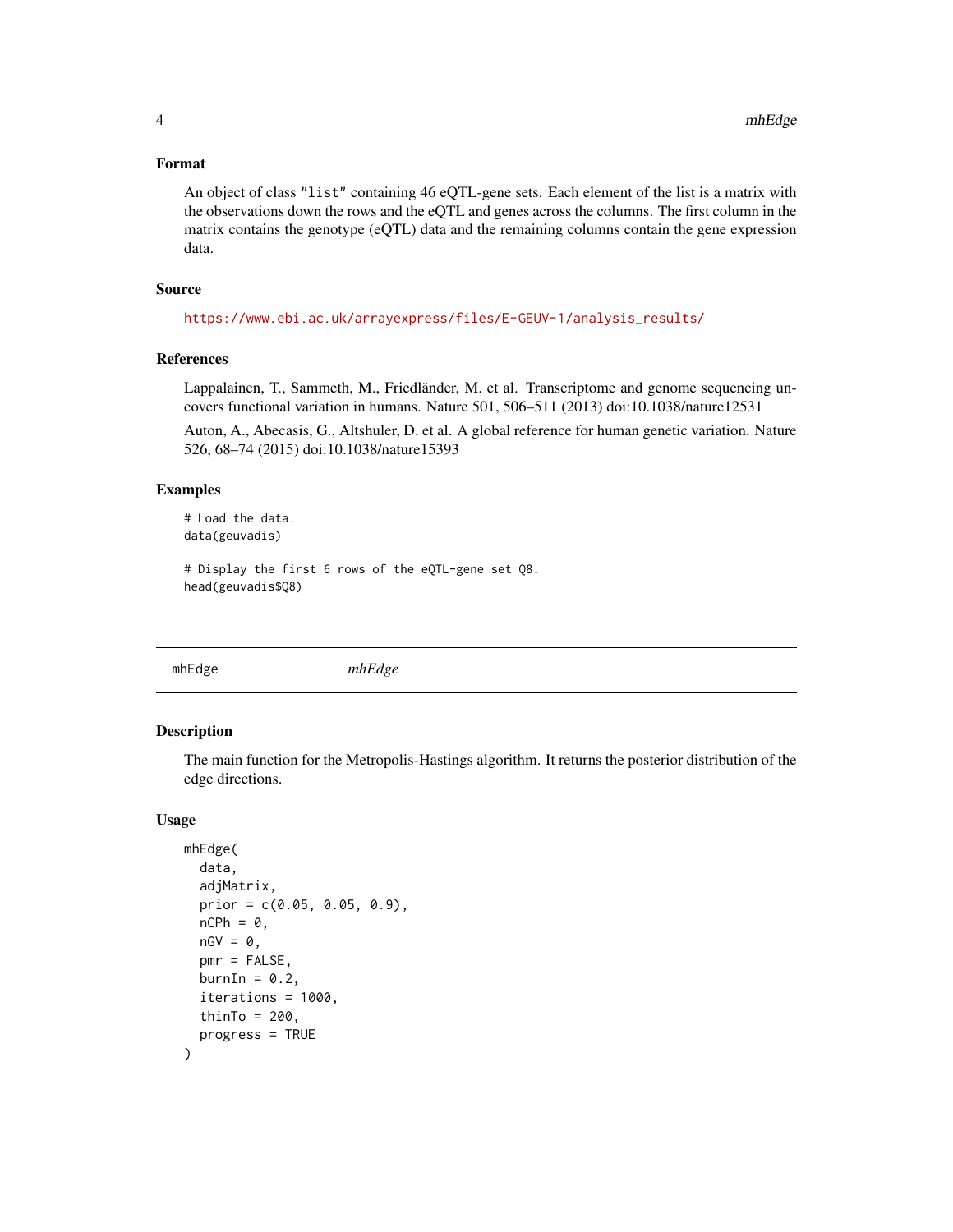### Format

An object of class "list" containing 46 eQTL-gene sets. Each element of the list is a matrix with the observations down the rows and the eQTL and genes across the columns. The first column in the matrix contains the genotype (eQTL) data and the remaining columns contain the gene expression data.

### Source

https://www.ebi.ac.uk/arrayexpress/files/E-GEUV-1/analysis_results/

### References

Lappalainen, T., Sammeth, M., Friedländer, M. et al. Transcriptome and genome sequencing uncovers functional variation in humans. Nature 501, 506–511 (2013) doi:10.1038/nature12531

Auton, A., Abecasis, G., Altshuler, D. et al. A global reference for human genetic variation. Nature 526, 68–74 (2015) doi:10.1038/nature15393

### Examples

```
# Load the data.
data(geuvadis)

# Display the first 6 rows of the eQTL-gene set Q8.
head(geuvadis$Q8)
```

---

## mhEdge *mhEdge*

### Description

The main function for the Metropolis-Hastings algorithm. It returns the posterior distribution of the edge directions.

### Usage

```
mhEdge(
  data,
  adjMatrix,
  prior = c(0.05, 0.05, 0.9),
  nCPh = 0,
  nGV = 0,
  pmr = FALSE,
  burnIn = 0.2,
  iterations = 1000,
  thinTo = 200,
  progress = TRUE
)
```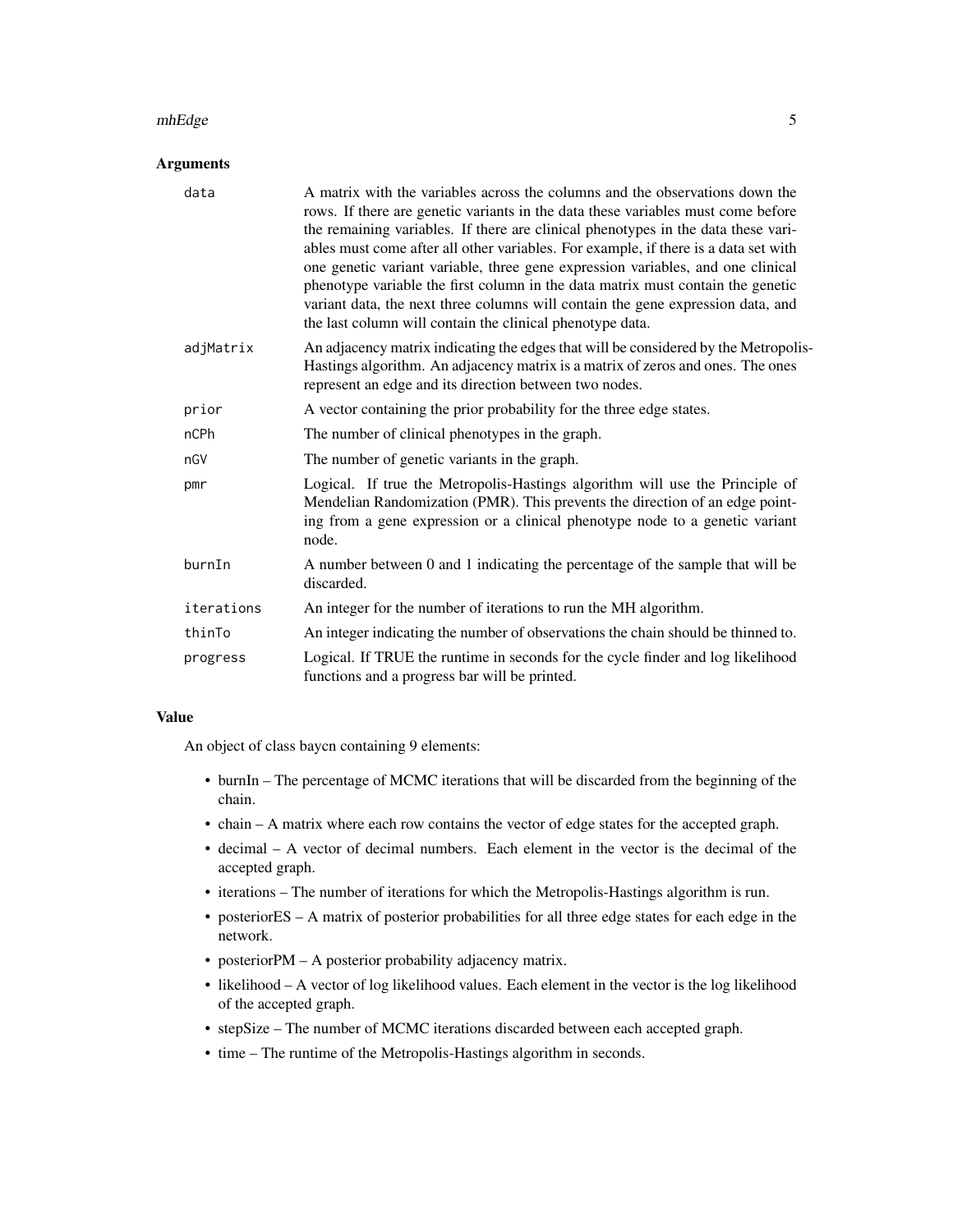### Arguments

| | |
|---|---|
| `data` | A matrix with the variables across the columns and the observations down the rows. If there are genetic variants in the data these variables must come before the remaining variables. If there are clinical phenotypes in the data these variables must come after all other variables. For example, if there is a data set with one genetic variant variable, three gene expression variables, and one clinical phenotype variable the first column in the data matrix must contain the genetic variant data, the next three columns will contain the gene expression data, and the last column will contain the clinical phenotype data. |
| `adjMatrix` | An adjacency matrix indicating the edges that will be considered by the Metropolis-Hastings algorithm. An adjacency matrix is a matrix of zeros and ones. The ones represent an edge and its direction between two nodes. |
| `prior` | A vector containing the prior probability for the three edge states. |
| `nCPh` | The number of clinical phenotypes in the graph. |
| `nGV` | The number of genetic variants in the graph. |
| `pmr` | Logical. If true the Metropolis-Hastings algorithm will use the Principle of Mendelian Randomization (PMR). This prevents the direction of an edge pointing from a gene expression or a clinical phenotype node to a genetic variant node. |
| `burnIn` | A number between 0 and 1 indicating the percentage of the sample that will be discarded. |
| `iterations` | An integer for the number of iterations to run the MH algorithm. |
| `thinTo` | An integer indicating the number of observations the chain should be thinned to. |
| `progress` | Logical. If TRUE the runtime in seconds for the cycle finder and log likelihood functions and a progress bar will be printed. |

### Value

An object of class baycn containing 9 elements:

- burnIn – The percentage of MCMC iterations that will be discarded from the beginning of the chain.
- chain – A matrix where each row contains the vector of edge states for the accepted graph.
- decimal – A vector of decimal numbers. Each element in the vector is the decimal of the accepted graph.
- iterations – The number of iterations for which the Metropolis-Hastings algorithm is run.
- posteriorES – A matrix of posterior probabilities for all three edge states for each edge in the network.
- posteriorPM – A posterior probability adjacency matrix.
- likelihood – A vector of log likelihood values. Each element in the vector is the log likelihood of the accepted graph.
- stepSize – The number of MCMC iterations discarded between each accepted graph.
- time – The runtime of the Metropolis-Hastings algorithm in seconds.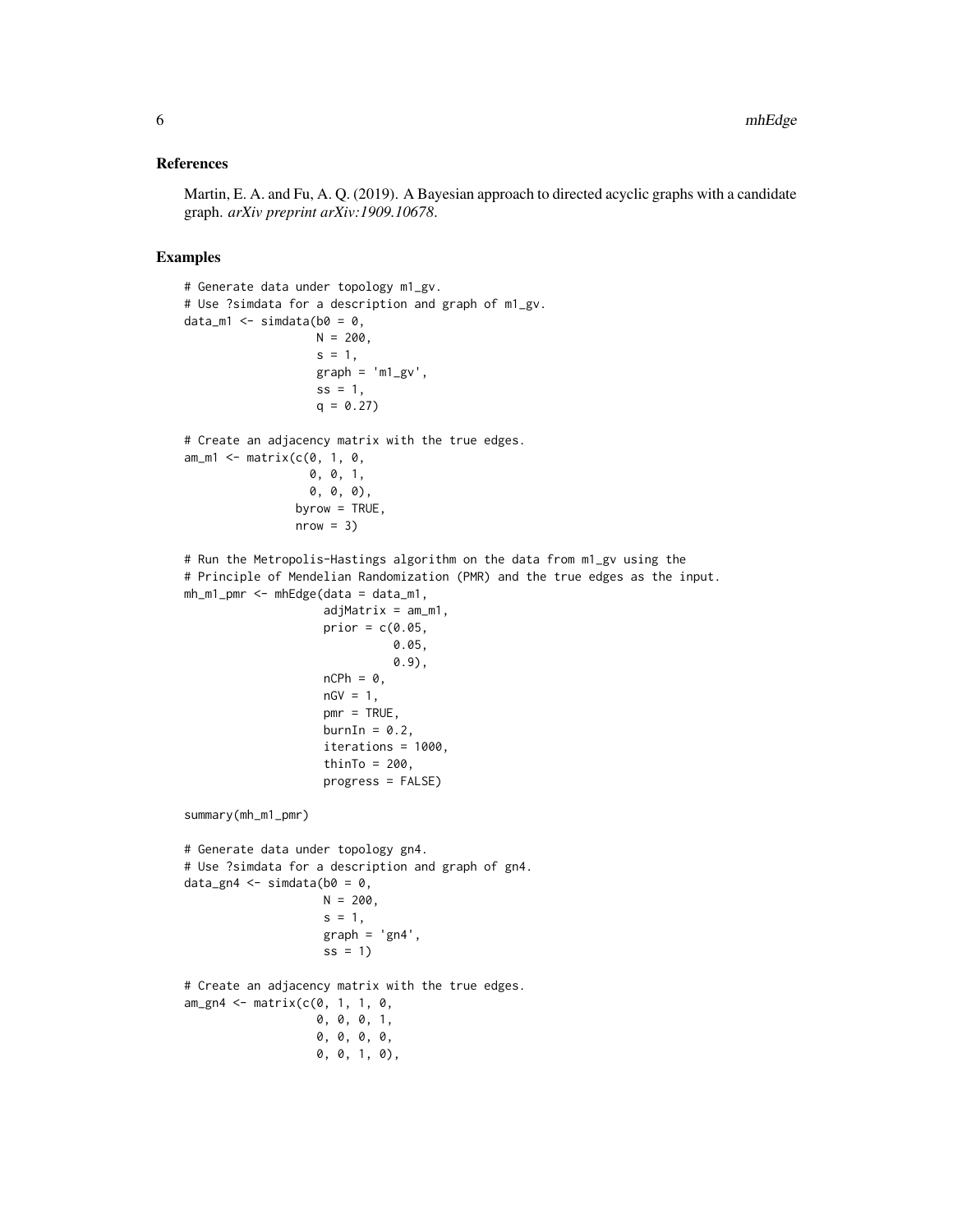## References

Martin, E. A. and Fu, A. Q. (2019). A Bayesian approach to directed acyclic graphs with a candidate graph. *arXiv preprint arXiv:1909.10678*.

## Examples

```
# Generate data under topology m1_gv.
# Use ?simdata for a description and graph of m1_gv.
data_m1 <- simdata(b0 = 0,
                   N = 200,
                   s = 1,
                   graph = 'm1_gv',
                   ss = 1,
                   q = 0.27)

# Create an adjacency matrix with the true edges.
am_m1 <- matrix(c(0, 1, 0,
                  0, 0, 1,
                  0, 0, 0),
                byrow = TRUE,
                nrow = 3)

# Run the Metropolis-Hastings algorithm on the data from m1_gv using the
# Principle of Mendelian Randomization (PMR) and the true edges as the input.
mh_m1_pmr <- mhEdge(data = data_m1,
                    adjMatrix = am_m1,
                    prior = c(0.05,
                              0.05,
                              0.9),
                    nCPh = 0,
                    nGV = 1,
                    pmr = TRUE,
                    burnIn = 0.2,
                    iterations = 1000,
                    thinTo = 200,
                    progress = FALSE)

summary(mh_m1_pmr)

# Generate data under topology gn4.
# Use ?simdata for a description and graph of gn4.
data_gn4 <- simdata(b0 = 0,
                    N = 200,
                    s = 1,
                    graph = 'gn4',
                    ss = 1)

# Create an adjacency matrix with the true edges.
am_gn4 <- matrix(c(0, 1, 1, 0,
                   0, 0, 0, 1,
                   0, 0, 0, 0,
                   0, 0, 1, 0),
```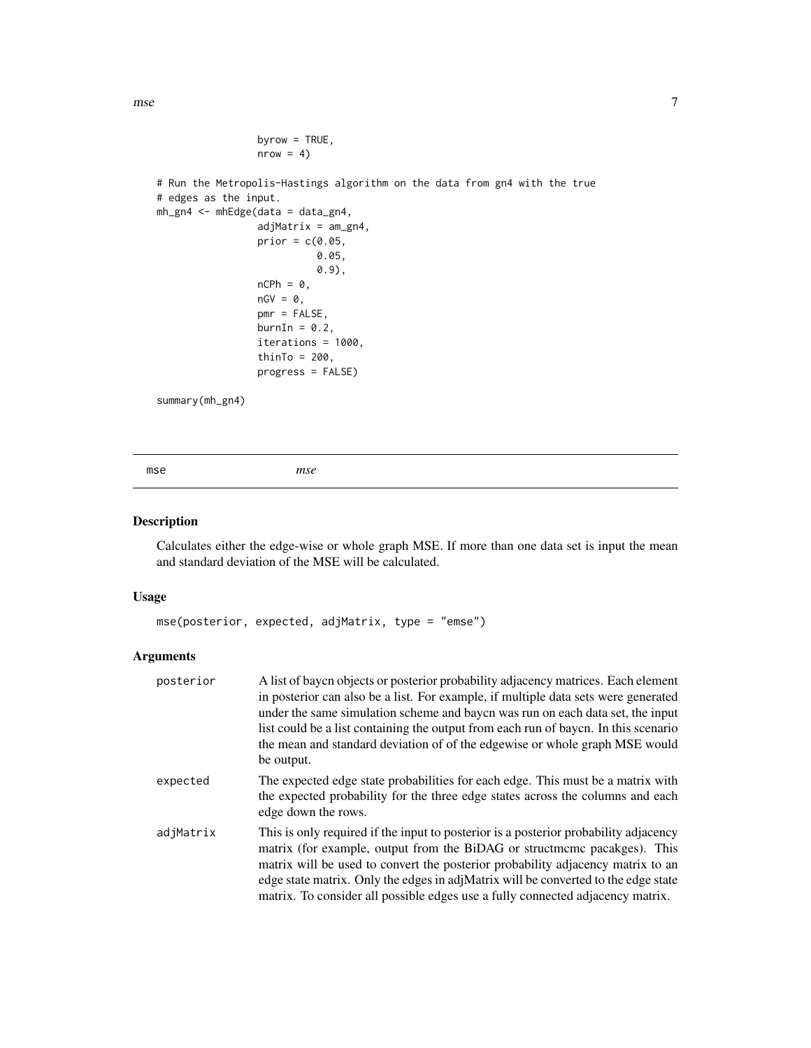```
                 byrow = TRUE,
                 nrow = 4)

# Run the Metropolis-Hastings algorithm on the data from gn4 with the true
# edges as the input.
mh_gn4 <- mhEdge(data = data_gn4,
                 adjMatrix = am_gn4,
                 prior = c(0.05,
                           0.05,
                           0.9),
                 nCPh = 0,
                 nGV = 0,
                 pmr = FALSE,
                 burnIn = 0.2,
                 iterations = 1000,
                 thinTo = 200,
                 progress = FALSE)

summary(mh_gn4)
```

## mse — *mse*

### Description

Calculates either the edge-wise or whole graph MSE. If more than one data set is input the mean and standard deviation of the MSE will be calculated.

### Usage

```
mse(posterior, expected, adjMatrix, type = "emse")
```

### Arguments

| | |
|---|---|
| posterior | A list of baycn objects or posterior probability adjacency matrices. Each element in posterior can also be a list. For example, if multiple data sets were generated under the same simulation scheme and baycn was run on each data set, the input list could be a list containing the output from each run of baycn. In this scenario the mean and standard deviation of of the edgewise or whole graph MSE would be output. |
| expected | The expected edge state probabilities for each edge. This must be a matrix with the expected probability for the three edge states across the columns and each edge down the rows. |
| adjMatrix | This is only required if the input to posterior is a posterior probability adjacency matrix (for example, output from the BiDAG or structmcmc pacakges). This matrix will be used to convert the posterior probability adjacency matrix to an edge state matrix. Only the edges in adjMatrix will be converted to the edge state matrix. To consider all possible edges use a fully connected adjacency matrix. |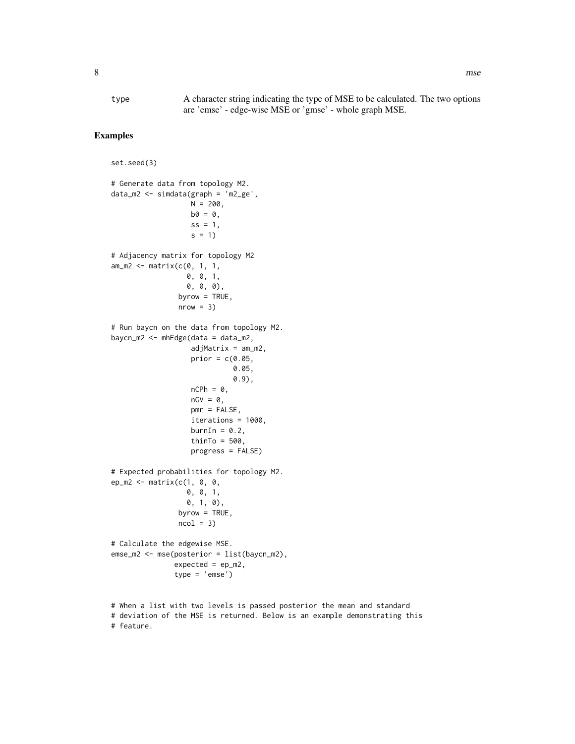type    A character string indicating the type of MSE to be calculated. The two options are 'emse' - edge-wise MSE or 'gmse' - whole graph MSE.

## Examples

```
set.seed(3)

# Generate data from topology M2.
data_m2 <- simdata(graph = 'm2_ge',
                   N = 200,
                   b0 = 0,
                   ss = 1,
                   s = 1)

# Adjacency matrix for topology M2
am_m2 <- matrix(c(0, 1, 1,
                  0, 0, 1,
                  0, 0, 0),
                byrow = TRUE,
                nrow = 3)

# Run baycn on the data from topology M2.
baycn_m2 <- mhEdge(data = data_m2,
                   adjMatrix = am_m2,
                   prior = c(0.05,
                             0.05,
                             0.9),
                   nCPh = 0,
                   nGV = 0,
                   pmr = FALSE,
                   iterations = 1000,
                   burnIn = 0.2,
                   thinTo = 500,
                   progress = FALSE)

# Expected probabilities for topology M2.
ep_m2 <- matrix(c(1, 0, 0,
                  0, 0, 1,
                  0, 1, 0),
                byrow = TRUE,
                ncol = 3)

# Calculate the edgewise MSE.
emse_m2 <- mse(posterior = list(baycn_m2),
               expected = ep_m2,
               type = 'emse')


# When a list with two levels is passed posterior the mean and standard
# deviation of the MSE is returned. Below is an example demonstrating this
# feature.
```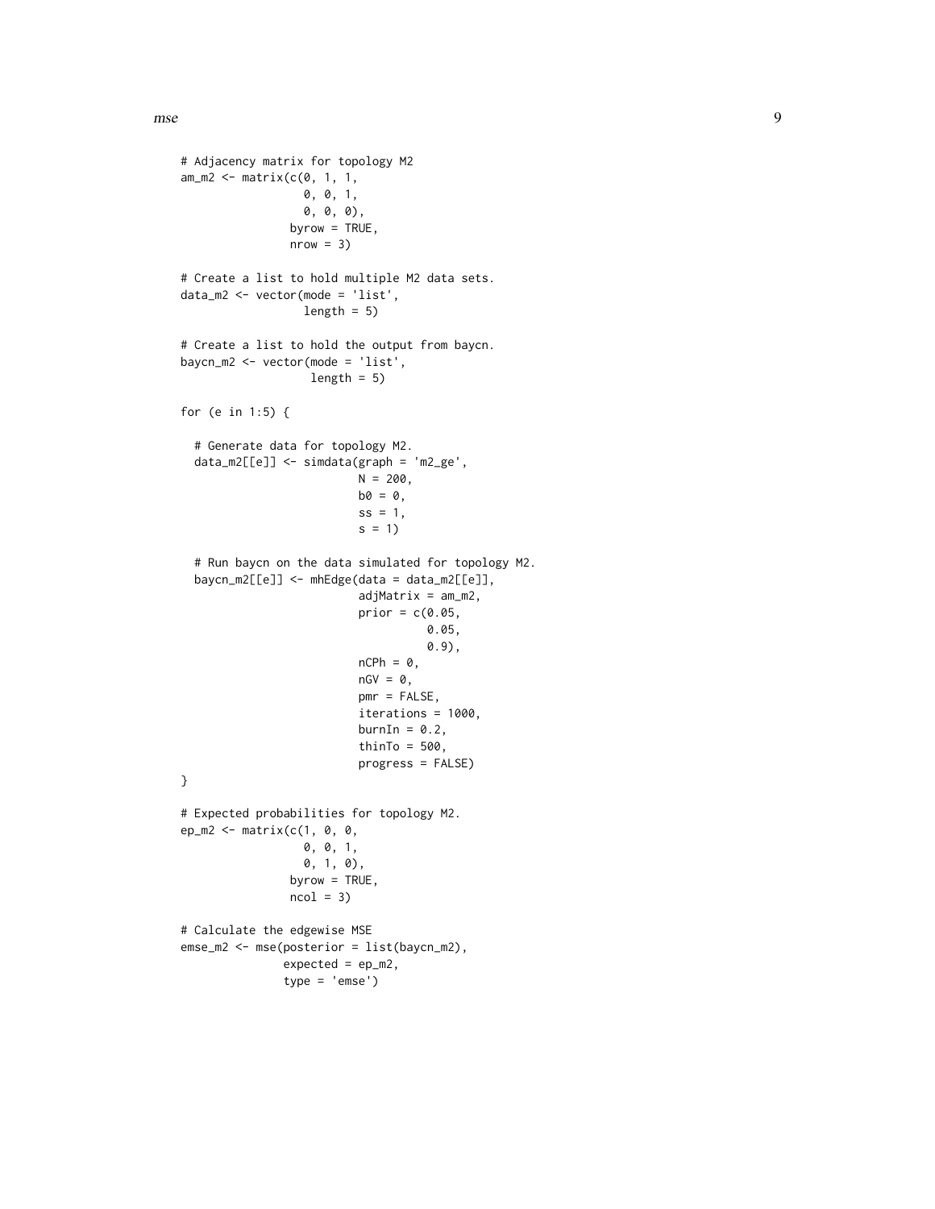```
# Adjacency matrix for topology M2
am_m2 <- matrix(c(0, 1, 1,
                  0, 0, 1,
                  0, 0, 0),
                byrow = TRUE,
                nrow = 3)

# Create a list to hold multiple M2 data sets.
data_m2 <- vector(mode = 'list',
                  length = 5)

# Create a list to hold the output from baycn.
baycn_m2 <- vector(mode = 'list',
                   length = 5)

for (e in 1:5) {

  # Generate data for topology M2.
  data_m2[[e]] <- simdata(graph = 'm2_ge',
                          N = 200,
                          b0 = 0,
                          ss = 1,
                          s = 1)

  # Run baycn on the data simulated for topology M2.
  baycn_m2[[e]] <- mhEdge(data = data_m2[[e]],
                          adjMatrix = am_m2,
                          prior = c(0.05,
                                    0.05,
                                    0.9),
                          nCPh = 0,
                          nGV = 0,
                          pmr = FALSE,
                          iterations = 1000,
                          burnIn = 0.2,
                          thinTo = 500,
                          progress = FALSE)
}

# Expected probabilities for topology M2.
ep_m2 <- matrix(c(1, 0, 0,
                  0, 0, 1,
                  0, 1, 0),
                byrow = TRUE,
                ncol = 3)

# Calculate the edgewise MSE
emse_m2 <- mse(posterior = list(baycn_m2),
               expected = ep_m2,
               type = 'emse')
```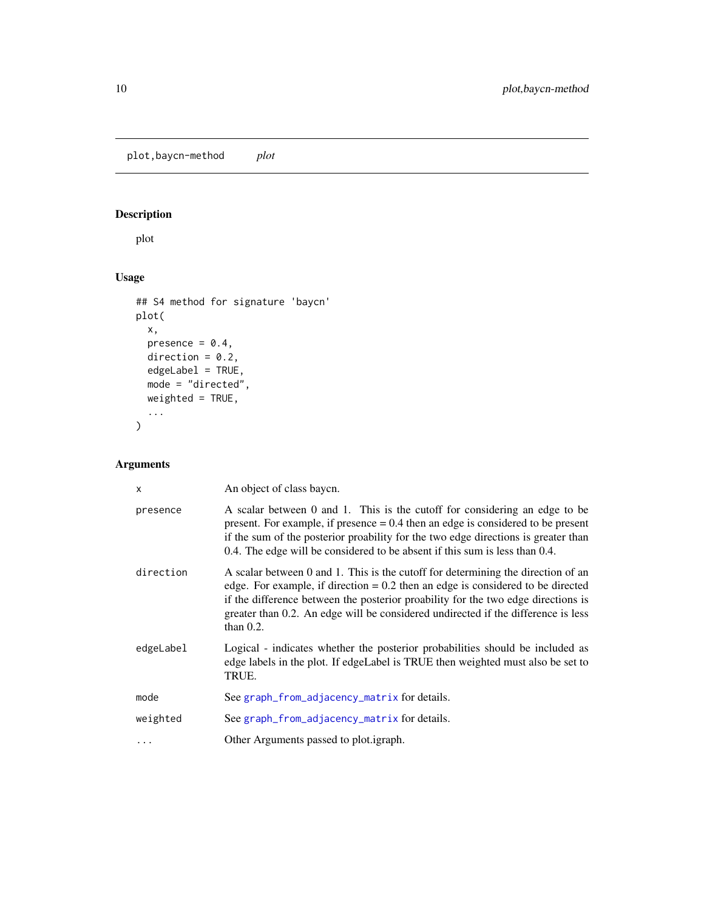plot,baycn-method &emsp; *plot*

## Description

plot

## Usage

```
## S4 method for signature 'baycn'
plot(
  x,
  presence = 0.4,
  direction = 0.2,
  edgeLabel = TRUE,
  mode = "directed",
  weighted = TRUE,
  ...
)
```

## Arguments

| | |
|---|---|
| `x` | An object of class baycn. |
| `presence` | A scalar between 0 and 1. This is the cutoff for considering an edge to be present. For example, if presence = 0.4 then an edge is considered to be present if the sum of the posterior proability for the two edge directions is greater than 0.4. The edge will be considered to be absent if this sum is less than 0.4. |
| `direction` | A scalar between 0 and 1. This is the cutoff for determining the direction of an edge. For example, if direction = 0.2 then an edge is considered to be directed if the difference between the posterior proability for the two edge directions is greater than 0.2. An edge will be considered undirected if the difference is less than 0.2. |
| `edgeLabel` | Logical - indicates whether the posterior probabilities should be included as edge labels in the plot. If edgeLabel is TRUE then weighted must also be set to TRUE. |
| `mode` | See `graph_from_adjacency_matrix` for details. |
| `weighted` | See `graph_from_adjacency_matrix` for details. |
| `...` | Other Arguments passed to plot.igraph. |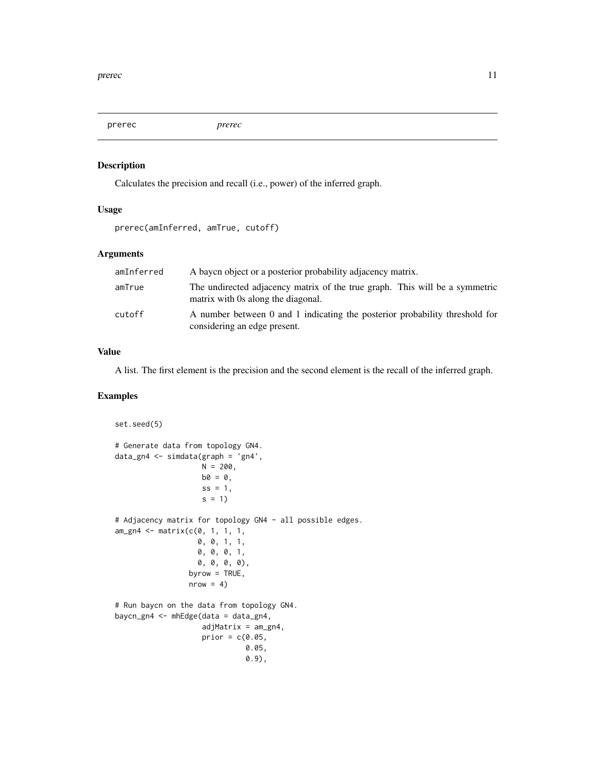## prerec — *prerec*

### Description

Calculates the precision and recall (i.e., power) of the inferred graph.

### Usage

```
prerec(amInferred, amTrue, cutoff)
```

### Arguments

| | |
|---|---|
| amInferred | A baycn object or a posterior probability adjacency matrix. |
| amTrue | The undirected adjacency matrix of the true graph. This will be a symmetric matrix with 0s along the diagonal. |
| cutoff | A number between 0 and 1 indicating the posterior probability threshold for considering an edge present. |

### Value

A list. The first element is the precision and the second element is the recall of the inferred graph.

### Examples

```
set.seed(5)

# Generate data from topology GN4.
data_gn4 <- simdata(graph = 'gn4',
                    N = 200,
                    b0 = 0,
                    ss = 1,
                    s = 1)

# Adjacency matrix for topology GN4 - all possible edges.
am_gn4 <- matrix(c(0, 1, 1, 1,
                   0, 0, 1, 1,
                   0, 0, 0, 1,
                   0, 0, 0, 0),
                 byrow = TRUE,
                 nrow = 4)

# Run baycn on the data from topology GN4.
baycn_gn4 <- mhEdge(data = data_gn4,
                    adjMatrix = am_gn4,
                    prior = c(0.05,
                              0.05,
                              0.9),
```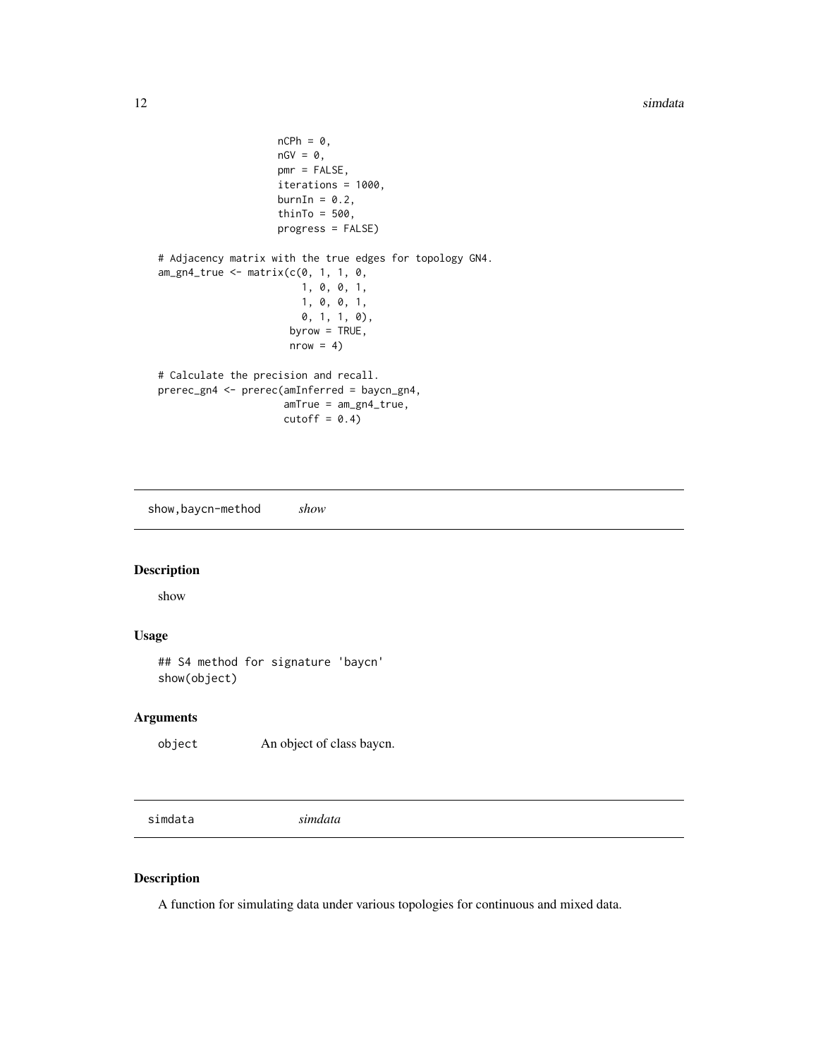```
                    nCPh = 0,
                    nGV = 0,
                    pmr = FALSE,
                    iterations = 1000,
                    burnIn = 0.2,
                    thinTo = 500,
                    progress = FALSE)

# Adjacency matrix with the true edges for topology GN4.
am_gn4_true <- matrix(c(0, 1, 1, 0,
                        1, 0, 0, 1,
                        1, 0, 0, 1,
                        0, 1, 1, 0),
                      byrow = TRUE,
                      nrow = 4)

# Calculate the precision and recall.
prerec_gn4 <- prerec(amInferred = baycn_gn4,
                     amTrue = am_gn4_true,
                     cutoff = 0.4)
```

## show,baycn-method — *show*

### Description

show

### Usage

```
## S4 method for signature 'baycn'
show(object)
```

### Arguments

| | |
|---|---|
| object | An object of class baycn. |

## simdata — *simdata*

### Description

A function for simulating data under various topologies for continuous and mixed data.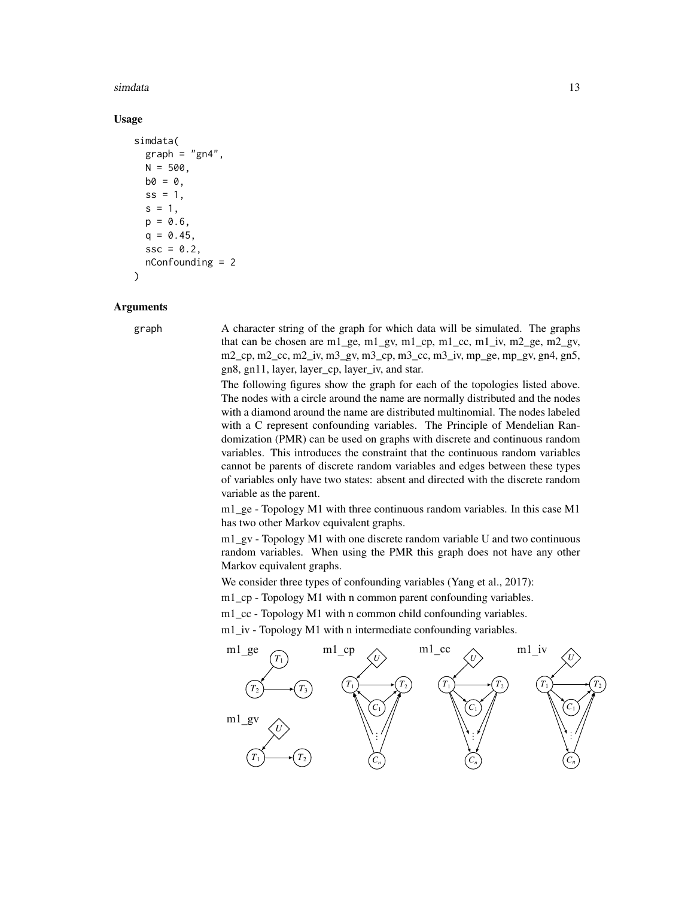### Usage

```
simdata(
  graph = "gn4",
  N = 500,
  b0 = 0,
  ss = 1,
  s = 1,
  p = 0.6,
  q = 0.45,
  ssc = 0.2,
  nConfounding = 2
)
```

### Arguments

graph A character string of the graph for which data will be simulated. The graphs that can be chosen are m1_ge, m1_gv, m1_cp, m1_cc, m1_iv, m2_ge, m2_gv, m2_cp, m2_cc, m2_iv, m3_gv, m3_cp, m3_cc, m3_iv, mp_ge, mp_gv, gn4, gn5, gn8, gn11, layer, layer_cp, layer_iv, and star.

The following figures show the graph for each of the topologies listed above. The nodes with a circle around the name are normally distributed and the nodes with a diamond around the name are distributed multinomial. The nodes labeled with a C represent confounding variables. The Principle of Mendelian Randomization (PMR) can be used on graphs with discrete and continuous random variables. This introduces the constraint that the continuous random variables cannot be parents of discrete random variables and edges between these types of variables only have two states: absent and directed with the discrete random variable as the parent.

m1_ge - Topology M1 with three continuous random variables. In this case M1 has two other Markov equivalent graphs.

m1_gv - Topology M1 with one discrete random variable U and two continuous random variables. When using the PMR this graph does not have any other Markov equivalent graphs.

We consider three types of confounding variables (Yang et al., 2017):

m1_cp - Topology M1 with n common parent confounding variables.

m1_cc - Topology M1 with n common child confounding variables.

m1_iv - Topology M1 with n intermediate confounding variables.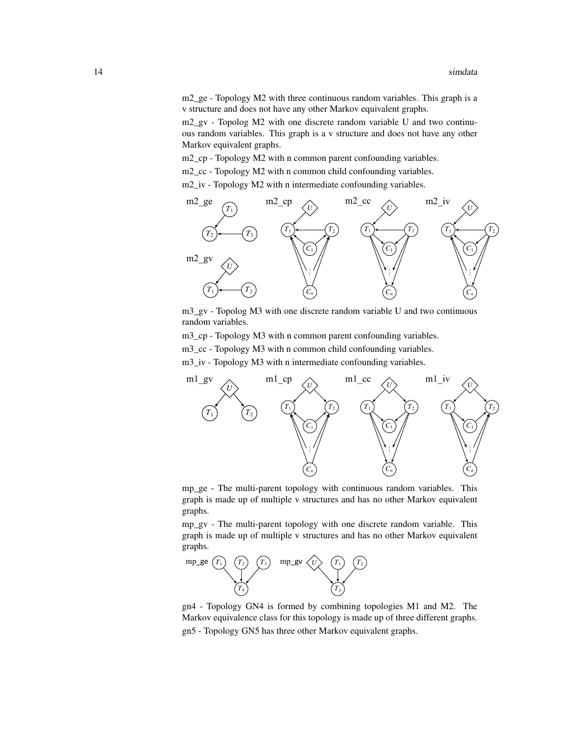m2_ge - Topology M2 with three continuous random variables. This graph is a v structure and does not have any other Markov equivalent graphs.

m2_gv - Topolog M2 with one discrete random variable U and two continuous random variables. This graph is a v structure and does not have any other Markov equivalent graphs.

m2_cp - Topology M2 with n common parent confounding variables.

m2_cc - Topology M2 with n common child confounding variables.

m2_iv - Topology M2 with n intermediate confounding variables.

m3_gv - Topolog M3 with one discrete random variable U and two continuous random variables.

m3_cp - Topology M3 with n common parent confounding variables.

m3_cc - Topology M3 with n common child confounding variables.

m3_iv - Topology M3 with n intermediate confounding variables.

mp_ge - The multi-parent topology with continuous random variables. This graph is made up of multiple v structures and has no other Markov equivalent graphs.

mp_gv - The multi-parent topology with one discrete random variable. This graph is made up of multiple v structures and has no other Markov equivalent graphs.

gn4 - Topology GN4 is formed by combining topologies M1 and M2. The Markov equivalence class for this topology is made up of three different graphs.

gn5 - Topology GN5 has three other Markov equivalent graphs.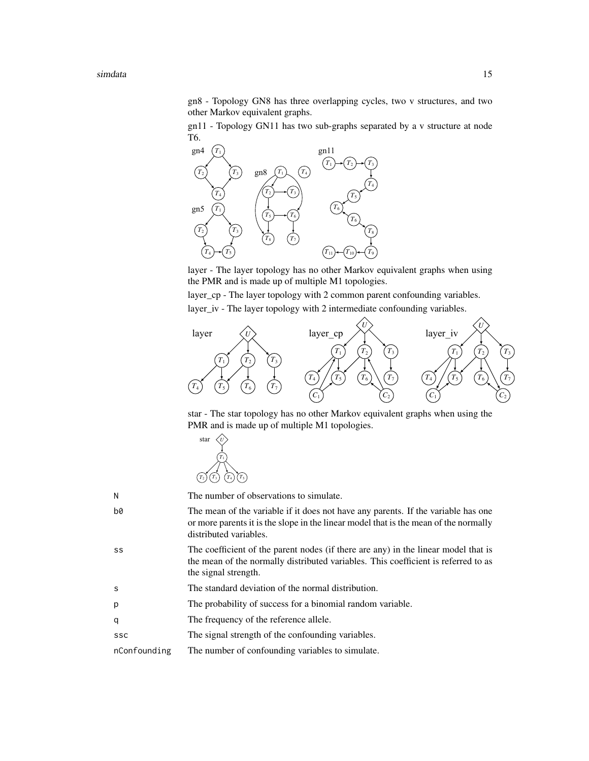gn8 - Topology GN8 has three overlapping cycles, two v structures, and two other Markov equivalent graphs.

gn11 - Topology GN11 has two sub-graphs separated by a v structure at node T6.

layer - The layer topology has no other Markov equivalent graphs when using the PMR and is made up of multiple M1 topologies.

layer_cp - The layer topology with 2 common parent confounding variables.

layer_iv - The layer topology with 2 intermediate confounding variables.

star - The star topology has no other Markov equivalent graphs when using the PMR and is made up of multiple M1 topologies.

| | |
|---|---|
| N | The number of observations to simulate. |
| b0 | The mean of the variable if it does not have any parents. If the variable has one or more parents it is the slope in the linear model that is the mean of the normally distributed variables. |
| ss | The coefficient of the parent nodes (if there are any) in the linear model that is the mean of the normally distributed variables. This coefficient is referred to as the signal strength. |
| s | The standard deviation of the normal distribution. |
| p | The probability of success for a binomial random variable. |
| q | The frequency of the reference allele. |
| ssc | The signal strength of the confounding variables. |
| nConfounding | The number of confounding variables to simulate. |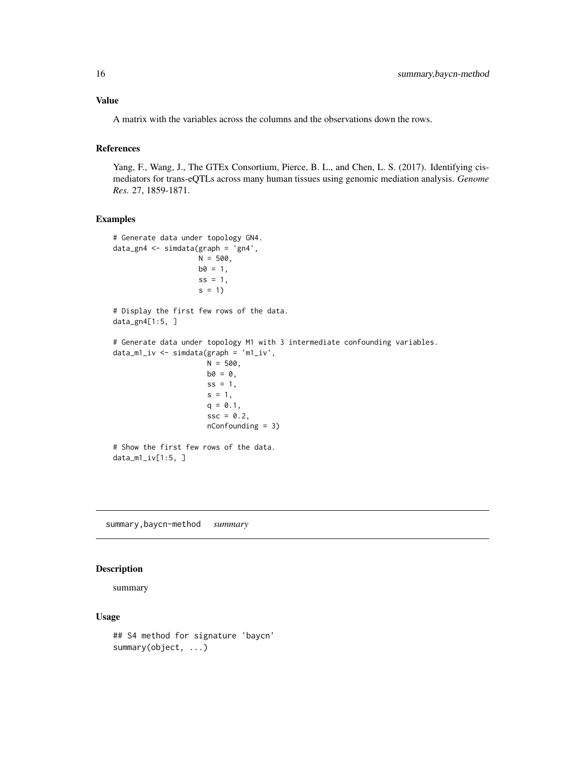### Value

A matrix with the variables across the columns and the observations down the rows.

### References

Yang, F., Wang, J., The GTEx Consortium, Pierce, B. L., and Chen, L. S. (2017). Identifying cis-mediators for trans-eQTLs across many human tissues using genomic mediation analysis. *Genome Res.* 27, 1859-1871.

### Examples

```
# Generate data under topology GN4.
data_gn4 <- simdata(graph = 'gn4',
                    N = 500,
                    b0 = 1,
                    ss = 1,
                    s = 1)

# Display the first few rows of the data.
data_gn4[1:5, ]

# Generate data under topology M1 with 3 intermediate confounding variables.
data_m1_iv <- simdata(graph = 'm1_iv',
                      N = 500,
                      b0 = 0,
                      ss = 1,
                      s = 1,
                      q = 0.1,
                      ssc = 0.2,
                      nConfounding = 3)

# Show the first few rows of the data.
data_m1_iv[1:5, ]
```

---

## summary,baycn-method    *summary*

### Description

summary

### Usage

```
## S4 method for signature 'baycn'
summary(object, ...)
```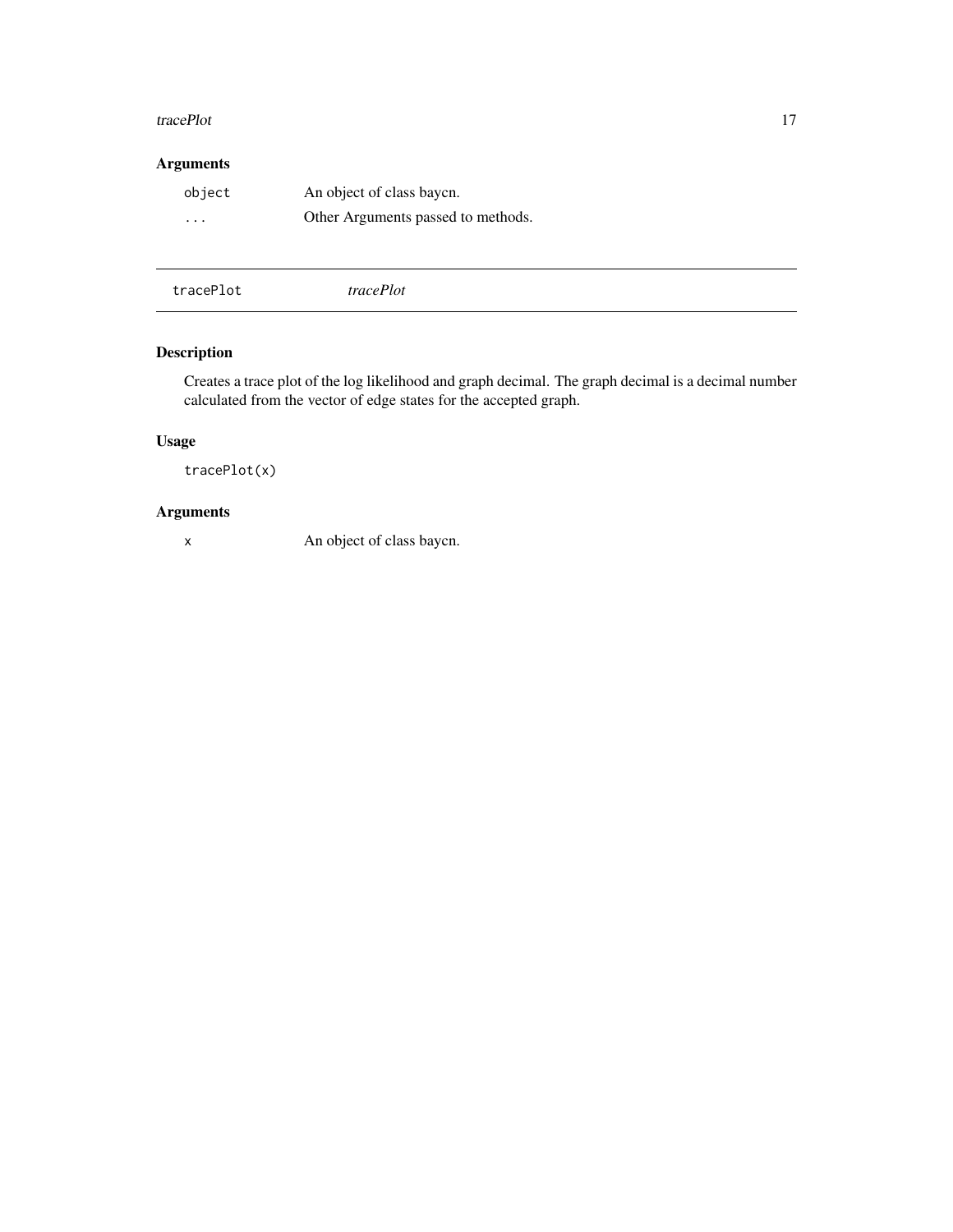### Arguments

| | |
|---|---|
| `object` | An object of class baycn. |
| `...` | Other Arguments passed to methods. |

---

## tracePlot *tracePlot*

---

### Description

Creates a trace plot of the log likelihood and graph decimal. The graph decimal is a decimal number calculated from the vector of edge states for the accepted graph.

### Usage

```
tracePlot(x)
```

### Arguments

| | |
|---|---|
| `x` | An object of class baycn. |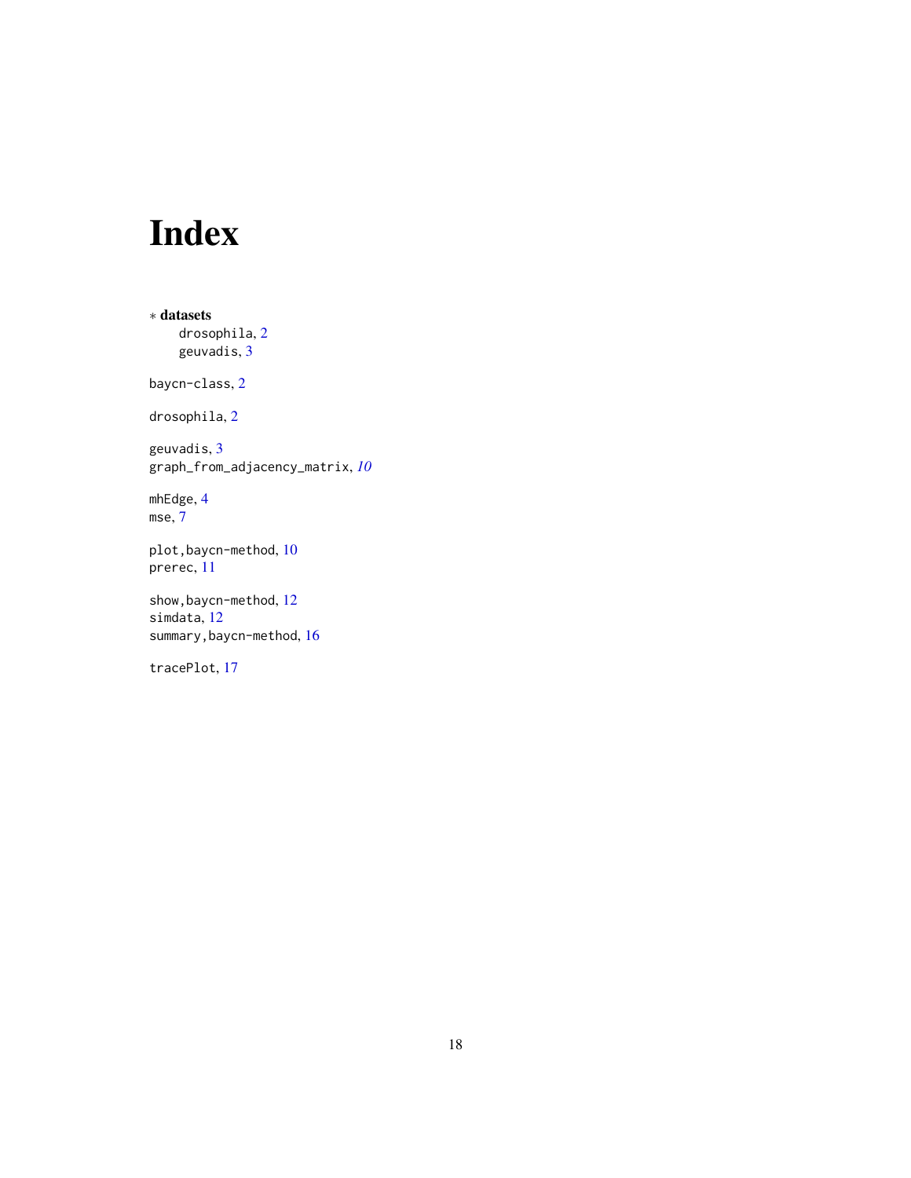# Index

∗ **datasets**
  drosophila, 2
  geuvadis, 3

baycn-class, 2

drosophila, 2

geuvadis, 3
graph_from_adjacency_matrix, *10*

mhEdge, 4
mse, 7

plot,baycn-method, 10
prerec, 11

show,baycn-method, 12
simdata, 12
summary,baycn-method, 16

tracePlot, 17